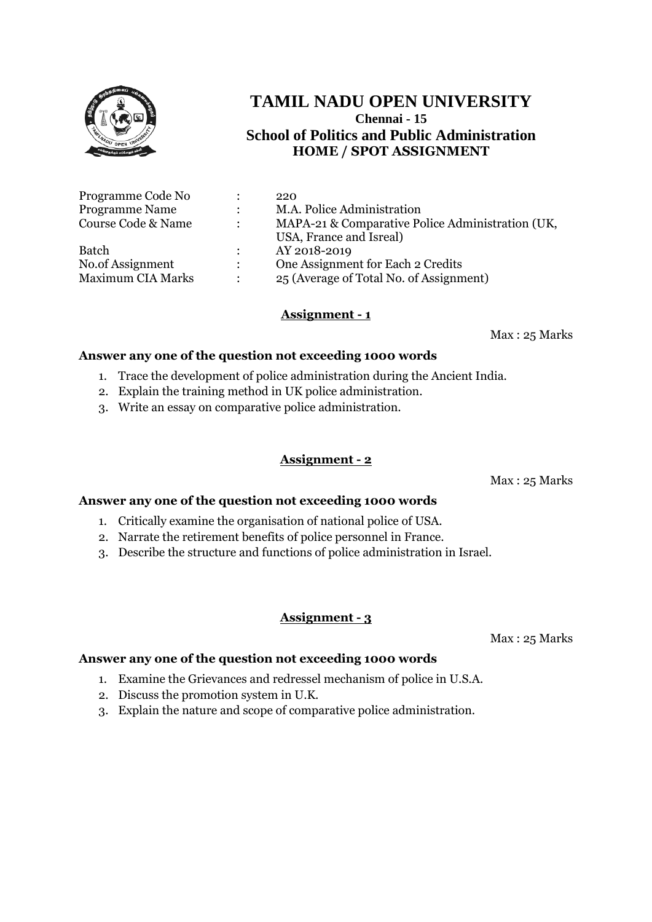# TAMIL NADU OPEN UNIVERSITY

**Chennai - 15**

## School of Politics and Public Administration

### HOME / SPOT ASSIGNMENT

| | | |
|---|---|---|
| Programme Code No | : | 220 |
| Programme Name | : | M.A. Police Administration |
| Course Code & Name | : | MAPA-21 & Comparative Police Administration (UK, USA, France and Isreal) |
| Batch | : | AY 2018-2019 |
| No.of Assignment | : | One Assignment for Each 2 Credits |
| Maximum CIA Marks | : | 25 (Average of Total No. of Assignment) |

**Assignment - 1**

Max : 25 Marks

**Answer any one of the question not exceeding 1000 words**

1. Trace the development of police administration during the Ancient India.
2. Explain the training method in UK police administration.
3. Write an essay on comparative police administration.

**Assignment - 2**

Max : 25 Marks

**Answer any one of the question not exceeding 1000 words**

1. Critically examine the organisation of national police of USA.
2. Narrate the retirement benefits of police personnel in France.
3. Describe the structure and functions of police administration in Israel.

**Assignment - 3**

Max : 25 Marks

**Answer any one of the question not exceeding 1000 words**

1. Examine the Grievances and redressel mechanism of police in U.S.A.
2. Discuss the promotion system in U.K.
3. Explain the nature and scope of comparative police administration.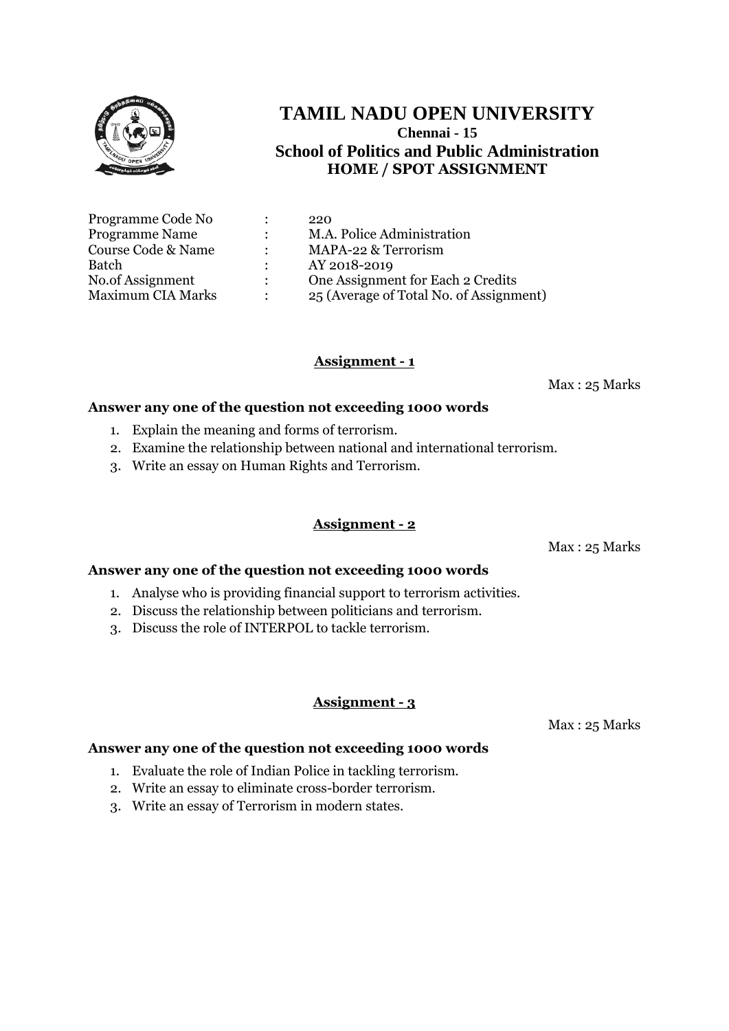# TAMIL NADU OPEN UNIVERSITY

**Chennai - 15**

**School of Politics and Public Administration**

**HOME / SPOT ASSIGNMENT**

| | | |
|---|---|---|
| Programme Code No | : | 220 |
| Programme Name | : | M.A. Police Administration |
| Course Code & Name | : | MAPA-22 & Terrorism |
| Batch | : | AY 2018-2019 |
| No.of Assignment | : | One Assignment for Each 2 Credits |
| Maximum CIA Marks | : | 25 (Average of Total No. of Assignment) |

## Assignment - 1

Max : 25 Marks

**Answer any one of the question not exceeding 1000 words**

1. Explain the meaning and forms of terrorism.
2. Examine the relationship between national and international terrorism.
3. Write an essay on Human Rights and Terrorism.

## Assignment - 2

Max : 25 Marks

**Answer any one of the question not exceeding 1000 words**

1. Analyse who is providing financial support to terrorism activities.
2. Discuss the relationship between politicians and terrorism.
3. Discuss the role of INTERPOL to tackle terrorism.

## Assignment - 3

Max : 25 Marks

**Answer any one of the question not exceeding 1000 words**

1. Evaluate the role of Indian Police in tackling terrorism.
2. Write an essay to eliminate cross-border terrorism.
3. Write an essay of Terrorism in modern states.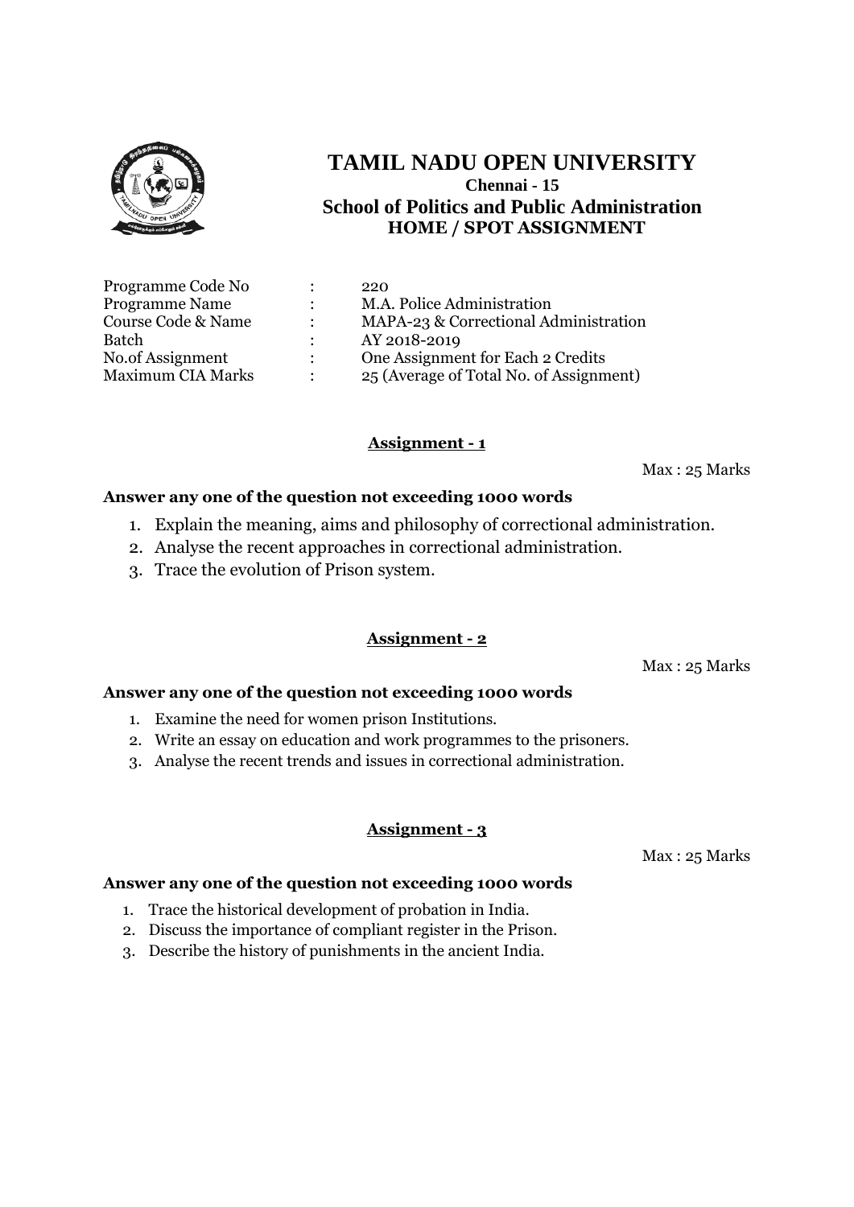# TAMIL NADU OPEN UNIVERSITY

**Chennai - 15**

## School of Politics and Public Administration

**HOME / SPOT ASSIGNMENT**

| | | |
|---|---|---|
| Programme Code No | : | 220 |
| Programme Name | : | M.A. Police Administration |
| Course Code & Name | : | MAPA-23 & Correctional Administration |
| Batch | : | AY 2018-2019 |
| No.of Assignment | : | One Assignment for Each 2 Credits |
| Maximum CIA Marks | : | 25 (Average of Total No. of Assignment) |

### Assignment - 1

Max : 25 Marks

**Answer any one of the question not exceeding 1000 words**

1. Explain the meaning, aims and philosophy of correctional administration.
2. Analyse the recent approaches in correctional administration.
3. Trace the evolution of Prison system.

### Assignment - 2

Max : 25 Marks

**Answer any one of the question not exceeding 1000 words**

1. Examine the need for women prison Institutions.
2. Write an essay on education and work programmes to the prisoners.
3. Analyse the recent trends and issues in correctional administration.

### Assignment - 3

Max : 25 Marks

**Answer any one of the question not exceeding 1000 words**

1. Trace the historical development of probation in India.
2. Discuss the importance of compliant register in the Prison.
3. Describe the history of punishments in the ancient India.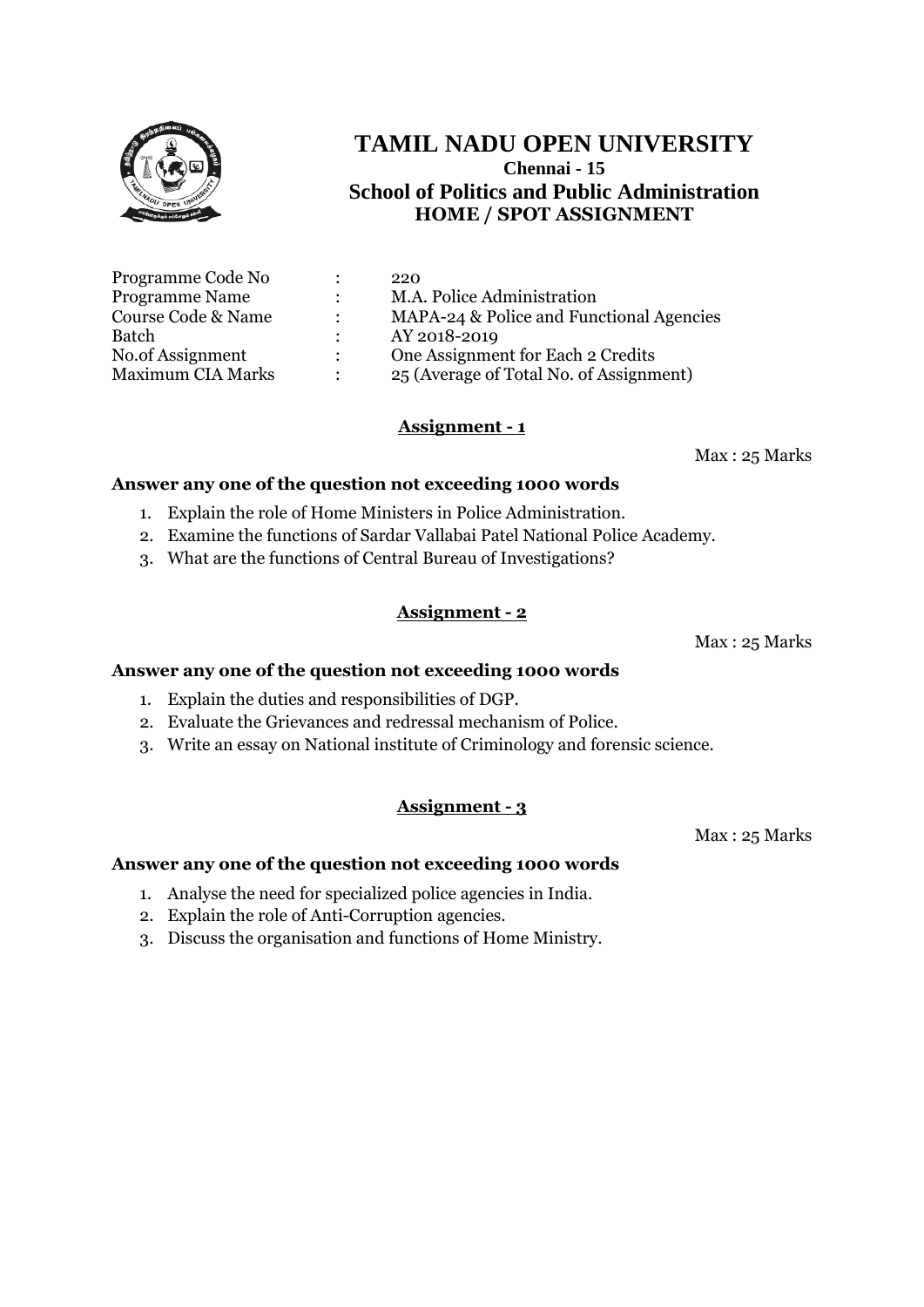# TAMIL NADU OPEN UNIVERSITY

**Chennai - 15**

**School of Politics and Public Administration**

**HOME / SPOT ASSIGNMENT**

| | | |
|---|---|---|
| Programme Code No | : | 220 |
| Programme Name | : | M.A. Police Administration |
| Course Code & Name | : | MAPA-24 & Police and Functional Agencies |
| Batch | : | AY 2018-2019 |
| No.of Assignment | : | One Assignment for Each 2 Credits |
| Maximum CIA Marks | : | 25 (Average of Total No. of Assignment) |

## Assignment - 1

Max : 25 Marks

**Answer any one of the question not exceeding 1000 words**

1. Explain the role of Home Ministers in Police Administration.
2. Examine the functions of Sardar Vallabai Patel National Police Academy.
3. What are the functions of Central Bureau of Investigations?

## Assignment - 2

Max : 25 Marks

**Answer any one of the question not exceeding 1000 words**

1. Explain the duties and responsibilities of DGP.
2. Evaluate the Grievances and redressal mechanism of Police.
3. Write an essay on National institute of Criminology and forensic science.

## Assignment - 3

Max : 25 Marks

**Answer any one of the question not exceeding 1000 words**

1. Analyse the need for specialized police agencies in India.
2. Explain the role of Anti-Corruption agencies.
3. Discuss the organisation and functions of Home Ministry.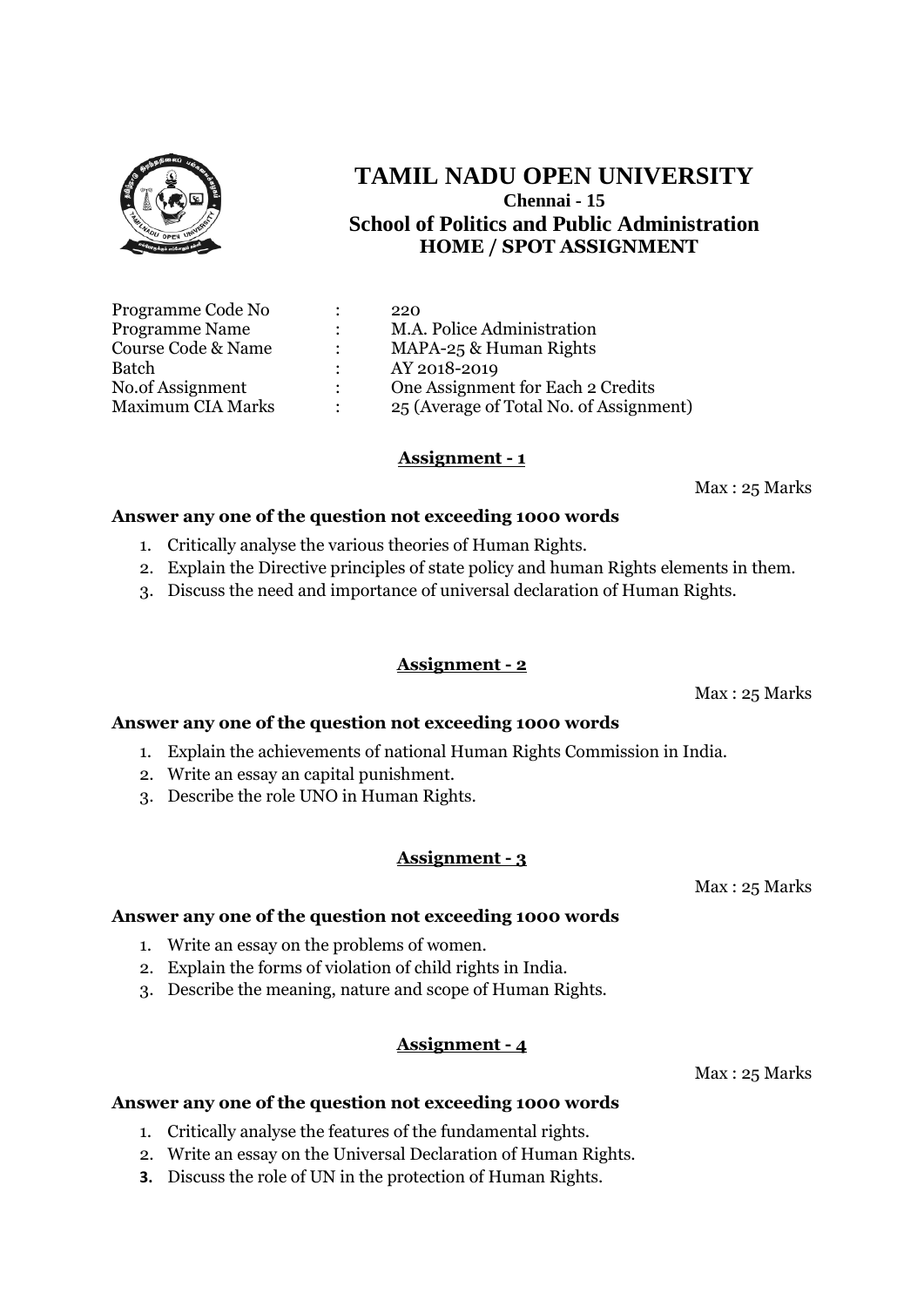# TAMIL NADU OPEN UNIVERSITY

**Chennai - 15**

## School of Politics and Public Administration

**HOME / SPOT ASSIGNMENT**

| | | |
|---|---|---|
| Programme Code No | : | 220 |
| Programme Name | : | M.A. Police Administration |
| Course Code & Name | : | MAPA-25 & Human Rights |
| Batch | : | AY 2018-2019 |
| No.of Assignment | : | One Assignment for Each 2 Credits |
| Maximum CIA Marks | : | 25 (Average of Total No. of Assignment) |

### Assignment - 1

Max : 25 Marks

**Answer any one of the question not exceeding 1000 words**

1. Critically analyse the various theories of Human Rights.
2. Explain the Directive principles of state policy and human Rights elements in them.
3. Discuss the need and importance of universal declaration of Human Rights.

### Assignment - 2

Max : 25 Marks

**Answer any one of the question not exceeding 1000 words**

1. Explain the achievements of national Human Rights Commission in India.
2. Write an essay an capital punishment.
3. Describe the role UNO in Human Rights.

### Assignment - 3

Max : 25 Marks

**Answer any one of the question not exceeding 1000 words**

1. Write an essay on the problems of women.
2. Explain the forms of violation of child rights in India.
3. Describe the meaning, nature and scope of Human Rights.

### Assignment - 4

Max : 25 Marks

**Answer any one of the question not exceeding 1000 words**

1. Critically analyse the features of the fundamental rights.
2. Write an essay on the Universal Declaration of Human Rights.
3. Discuss the role of UN in the protection of Human Rights.